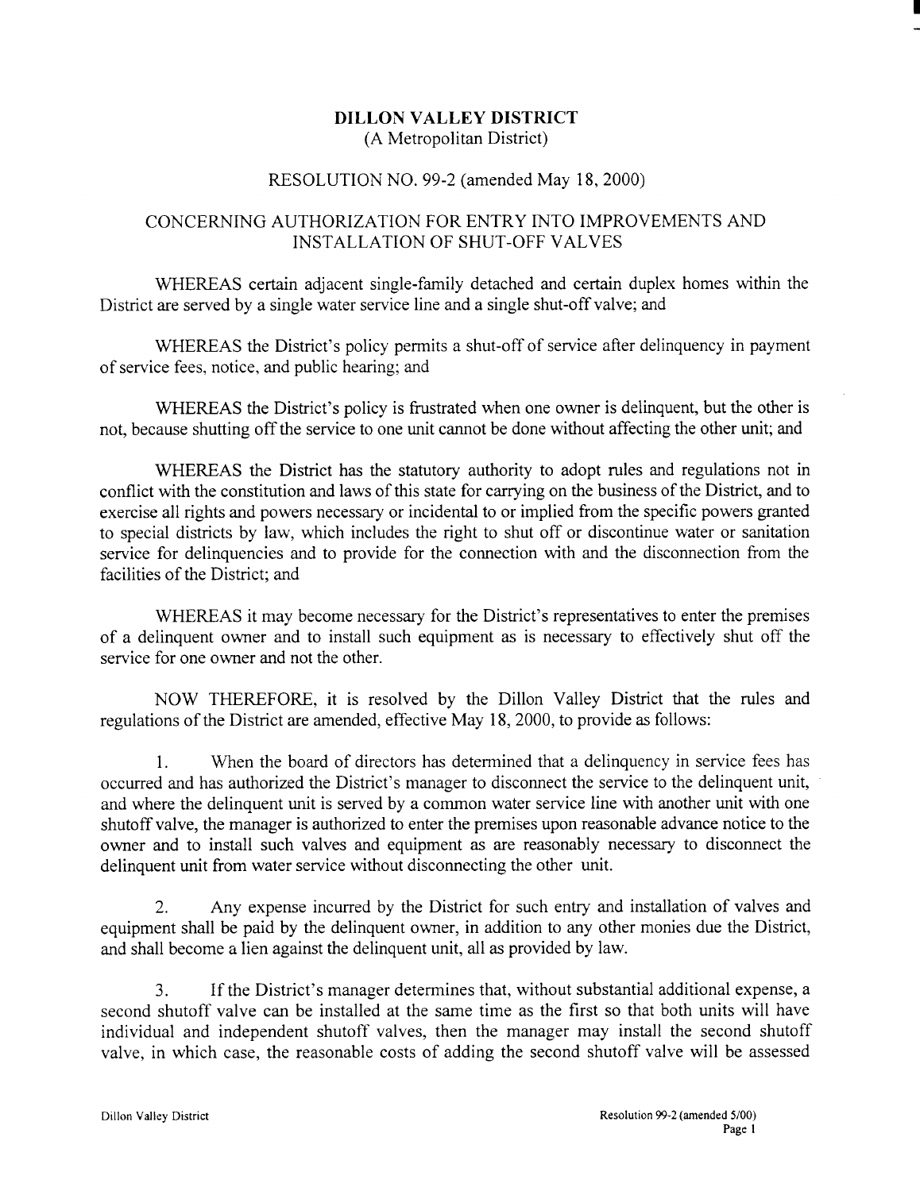# DILLON VALLEY DISTRICT

(A Metropolitan District)

RESOLUTION NO. 99-2 (amended May 18, 2000)

## CONCERNING AUTHORIZATION FOR ENTRY INTO IMPROVEMENTS AND INSTALLATION OF SHUT-OFF VALVES

WHEREAS certain adjacent single-family detached and certain duplex homes within the District are served by a single water service line and a single shut-off valve; and

WHEREAS the District's policy permits a shut-off of service after delinquency in payment of service fees, notice, and public hearing; and

WHEREAS the District's policy is frustrated when one owner is delinquent, but the other is not, because shutting off the service to one unit cannot be done without affecting the other unit; and

WHEREAS the District has the statutory authority to adopt rules and regulations not in conflict with the constitution and laws of this state for carrying on the business of the District, and to exercise all rights and powers necessary or incidental to or implied from the specific powers granted to special districts by law, which includes the right to shut off or discontinue water or sanitation service for delinquencies and to provide for the connection with and the disconnection from the facilities of the District; and

WHEREAS it may become necessary for the District's representatives to enter the premises of a delinquent owner and to install such equipment as is necessary to effectively shut off the service for one owner and not the other.

NOW THEREFORE, it is resolved by the Dillon Valley District that the rules and regulations of the District are amended, effective May 18, 2000, to provide as follows:

1. When the board of directors has determined that a delinquency in service fees has occurred and has authorized the District's manager to disconnect the service to the delinquent unit, and where the delinquent unit is served by a common water service line with another unit with one shutoff valve, the manager is authorized to enter the premises upon reasonable advance notice to the owner and to install such valves and equipment as are reasonably necessary to disconnect the delinquent unit from water service without disconnecting the other unit.

2. Any expense incurred by the District for such entry and installation of valves and equipment shall be paid by the delinquent owner, in addition to any other monies due the District, and shall become a lien against the delinquent unit, all as provided by law.

3. If the District's manager determines that, without substantial additional expense, a second shutoff valve can be installed at the same time as the first so that both units will have individual and independent shutoff valves, then the manager may install the second shutoff valve, in which case, the reasonable costs of adding the second shutoff valve will be assessed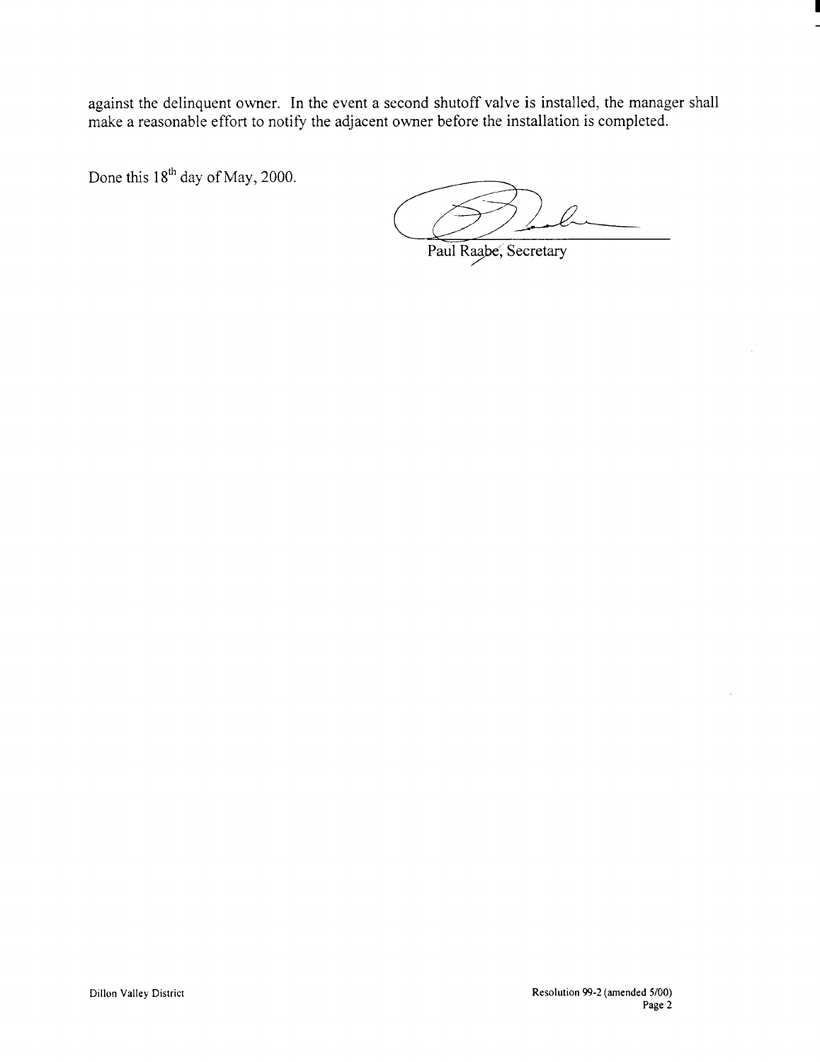against the delinquent owner. In the event a second shutoff valve is installed, the manager shall make a reasonable effort to notify the adjacent owner before the installation is completed.

Done this 18th day of May, 2000.

Paul Raabe, Secretary